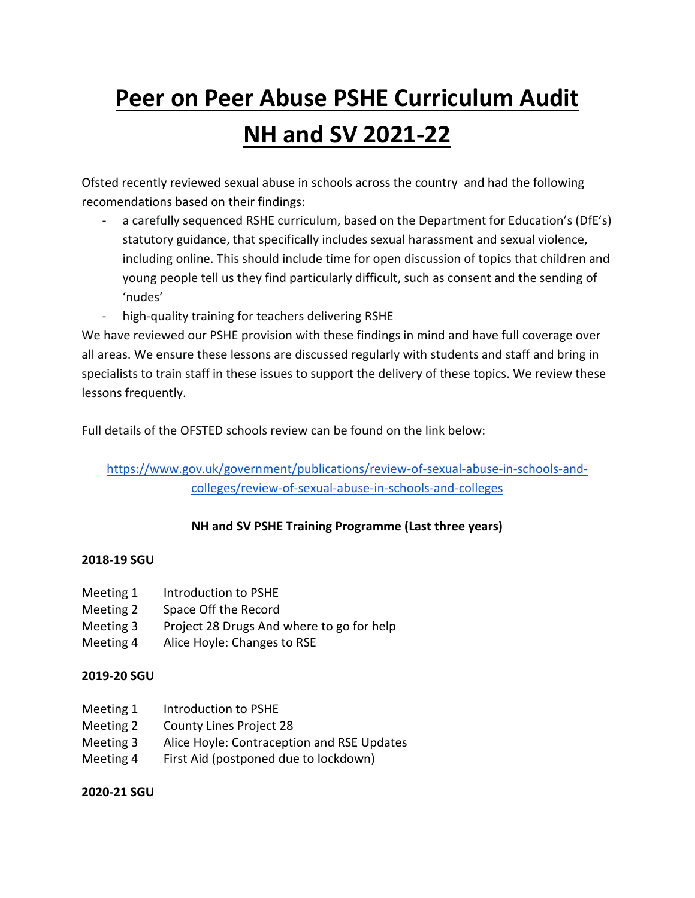# Peer on Peer Abuse PSHE Curriculum Audit NH and SV 2021-22

Ofsted recently reviewed sexual abuse in schools across the country and had the following recomendations based on their findings:

- a carefully sequenced RSHE curriculum, based on the Department for Education's (DfE's) statutory guidance, that specifically includes sexual harassment and sexual violence, including online. This should include time for open discussion of topics that children and young people tell us they find particularly difficult, such as consent and the sending of 'nudes'
- high-quality training for teachers delivering RSHE

We have reviewed our PSHE provision with these findings in mind and have full coverage over all areas. We ensure these lessons are discussed regularly with students and staff and bring in specialists to train staff in these issues to support the delivery of these topics. We review these lessons frequently.

Full details of the OFSTED schools review can be found on the link below:

https://www.gov.uk/government/publications/review-of-sexual-abuse-in-schools-and-colleges/review-of-sexual-abuse-in-schools-and-colleges

**NH and SV PSHE Training Programme (Last three years)**

**2018-19 SGU**

Meeting 1 Introduction to PSHE
Meeting 2 Space Off the Record
Meeting 3 Project 28 Drugs And where to go for help
Meeting 4 Alice Hoyle: Changes to RSE

**2019-20 SGU**

Meeting 1 Introduction to PSHE
Meeting 2 County Lines Project 28
Meeting 3 Alice Hoyle: Contraception and RSE Updates
Meeting 4 First Aid (postponed due to lockdown)

**2020-21 SGU**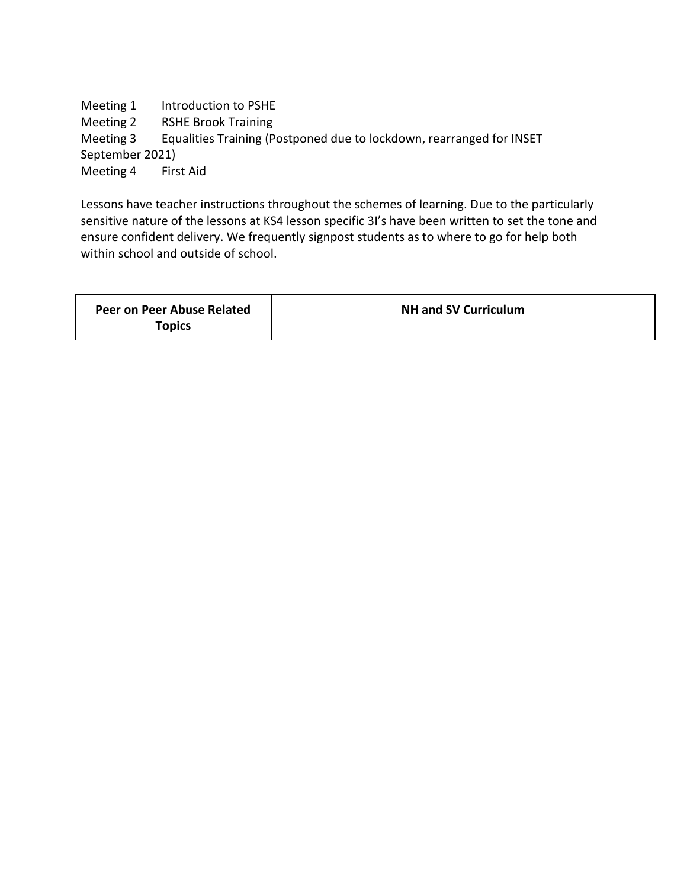Meeting 1 Introduction to PSHE
Meeting 2 RSHE Brook Training
Meeting 3 Equalities Training (Postponed due to lockdown, rearranged for INSET September 2021)
Meeting 4 First Aid

Lessons have teacher instructions throughout the schemes of learning. Due to the particularly sensitive nature of the lessons at KS4 lesson specific 3I's have been written to set the tone and ensure confident delivery. We frequently signpost students as to where to go for help both within school and outside of school.

| Peer on Peer Abuse Related Topics | NH and SV Curriculum |
|---|---|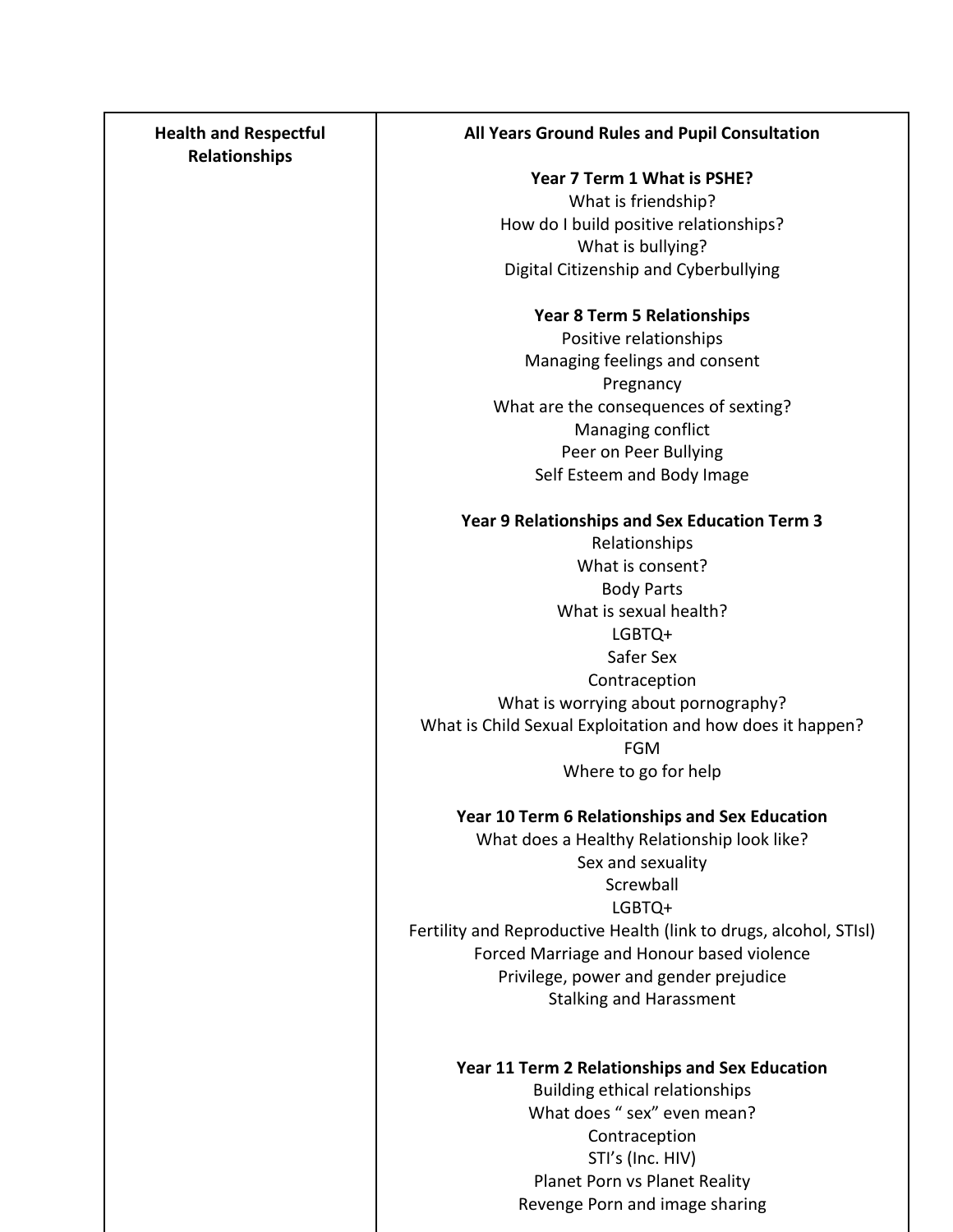| Health and Respectful Relationships | All Years Ground Rules and Pupil Consultation<br><br>**Year 7 Term 1 What is PSHE?**<br>What is friendship?<br>How do I build positive relationships?<br>What is bullying?<br>Digital Citizenship and Cyberbullying<br><br>**Year 8 Term 5 Relationships**<br>Positive relationships<br>Managing feelings and consent<br>Pregnancy<br>What are the consequences of sexting?<br>Managing conflict<br>Peer on Peer Bullying<br>Self Esteem and Body Image<br><br>**Year 9 Relationships and Sex Education Term 3**<br>Relationships<br>What is consent?<br>Body Parts<br>What is sexual health?<br>LGBTQ+<br>Safer Sex<br>Contraception<br>What is worrying about pornography?<br>What is Child Sexual Exploitation and how does it happen?<br>FGM<br>Where to go for help<br><br>**Year 10 Term 6 Relationships and Sex Education**<br>What does a Healthy Relationship look like?<br>Sex and sexuality<br>Screwball<br>LGBTQ+<br>Fertility and Reproductive Health (link to drugs, alcohol, STIsl)<br>Forced Marriage and Honour based violence<br>Privilege, power and gender prejudice<br>Stalking and Harassment<br><br>**Year 11 Term 2 Relationships and Sex Education**<br>Building ethical relationships<br>What does " sex" even mean?<br>Contraception<br>STI's (Inc. HIV)<br>Planet Porn vs Planet Reality<br>Revenge Porn and image sharing |
|---|---|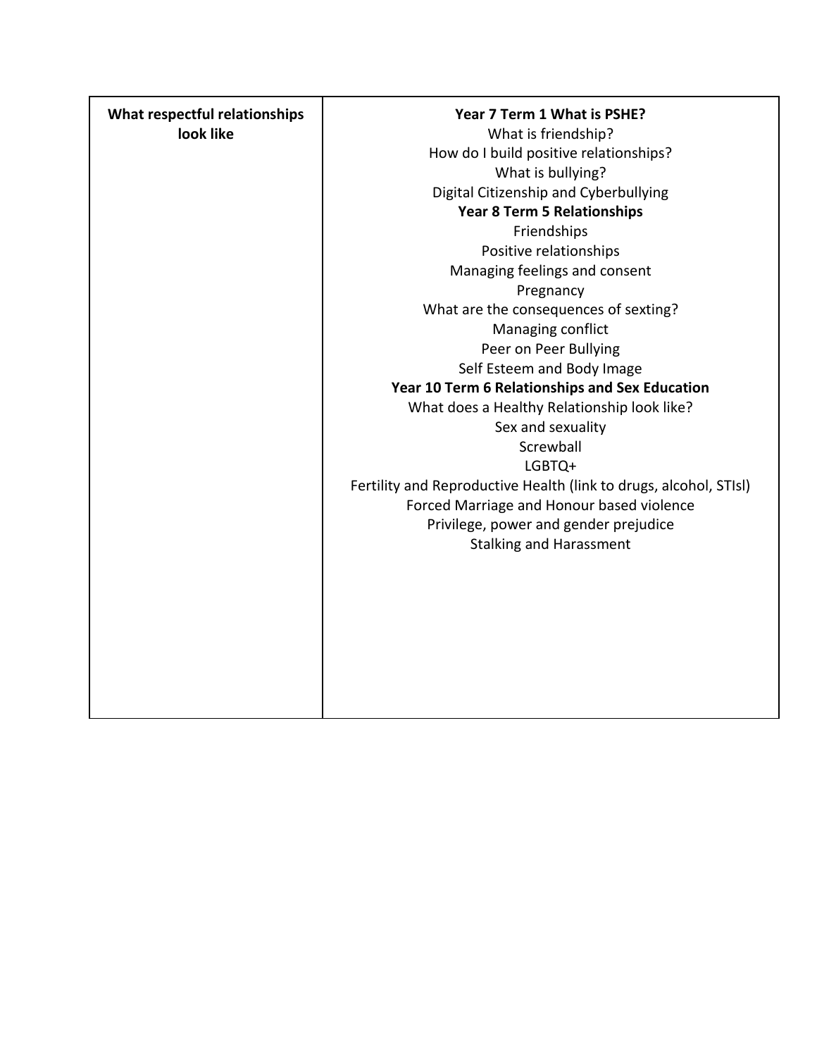| What respectful relationships look like | **Year 7 Term 1 What is PSHE?**<br>What is friendship?<br>How do I build positive relationships?<br>What is bullying?<br>Digital Citizenship and Cyberbullying<br>**Year 8 Term 5 Relationships**<br>Friendships<br>Positive relationships<br>Managing feelings and consent<br>Pregnancy<br>What are the consequences of sexting?<br>Managing conflict<br>Peer on Peer Bullying<br>Self Esteem and Body Image<br>**Year 10 Term 6 Relationships and Sex Education**<br>What does a Healthy Relationship look like?<br>Sex and sexuality<br>Screwball<br>LGBTQ+<br>Fertility and Reproductive Health (link to drugs, alcohol, STIsl)<br>Forced Marriage and Honour based violence<br>Privilege, power and gender prejudice<br>Stalking and Harassment |
| --- | --- |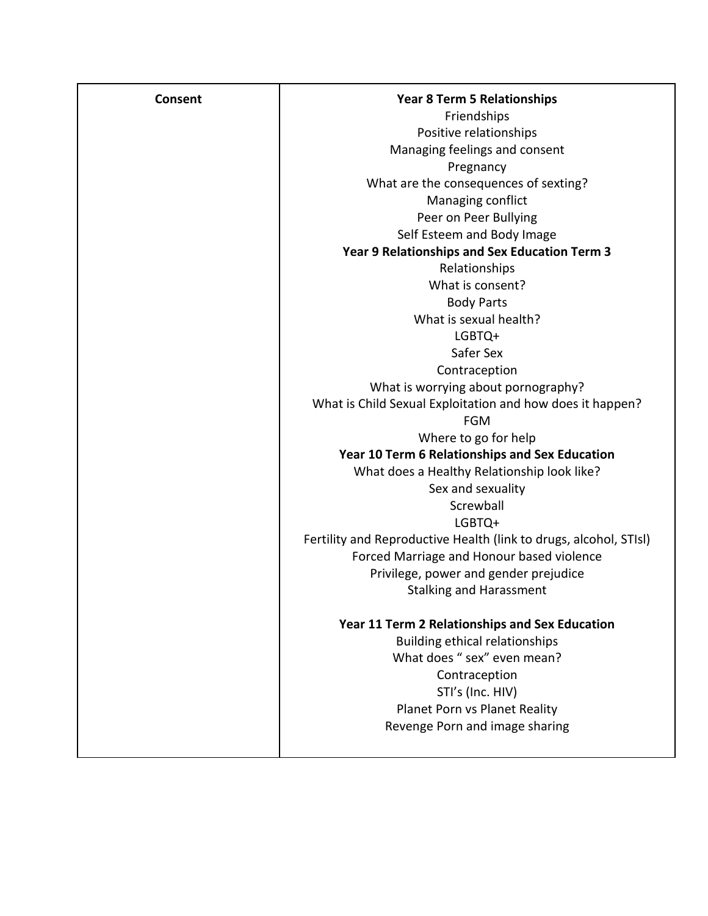| Consent | **Year 8 Term 5 Relationships**<br>Friendships<br>Positive relationships<br>Managing feelings and consent<br>Pregnancy<br>What are the consequences of sexting?<br>Managing conflict<br>Peer on Peer Bullying<br>Self Esteem and Body Image<br>**Year 9 Relationships and Sex Education Term 3**<br>Relationships<br>What is consent?<br>Body Parts<br>What is sexual health?<br>LGBTQ+<br>Safer Sex<br>Contraception<br>What is worrying about pornography?<br>What is Child Sexual Exploitation and how does it happen?<br>FGM<br>Where to go for help<br>**Year 10 Term 6 Relationships and Sex Education**<br>What does a Healthy Relationship look like?<br>Sex and sexuality<br>Screwball<br>LGBTQ+<br>Fertility and Reproductive Health (link to drugs, alcohol, STIsl)<br>Forced Marriage and Honour based violence<br>Privilege, power and gender prejudice<br>Stalking and Harassment<br><br>**Year 11 Term 2 Relationships and Sex Education**<br>Building ethical relationships<br>What does " sex" even mean?<br>Contraception<br>STI's (Inc. HIV)<br>Planet Porn vs Planet Reality<br>Revenge Porn and image sharing |
|---|---|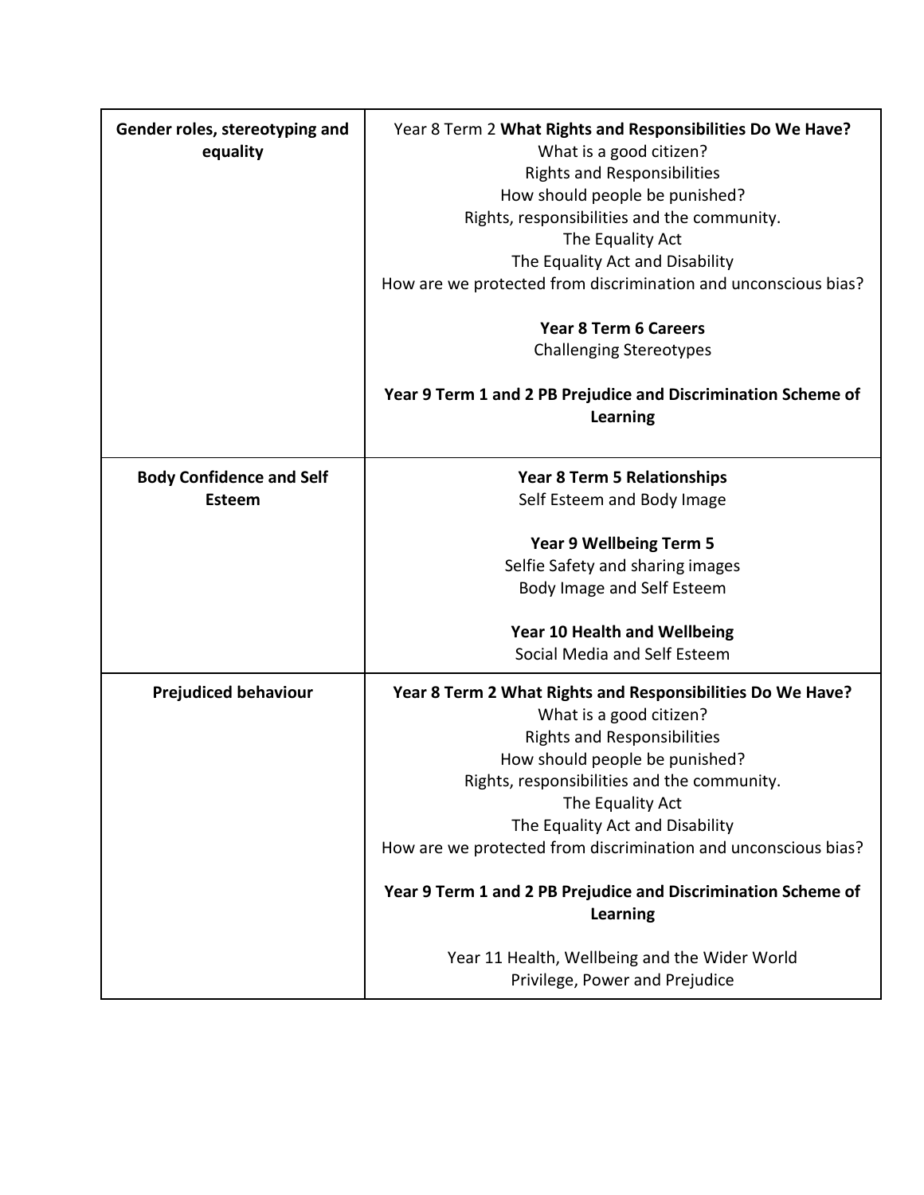| | |
|---|---|
| **Gender roles, stereotyping and equality** | Year 8 Term 2 **What Rights and Responsibilities Do We Have?**<br>What is a good citizen?<br>Rights and Responsibilities<br>How should people be punished?<br>Rights, responsibilities and the community.<br>The Equality Act<br>The Equality Act and Disability<br>How are we protected from discrimination and unconscious bias?<br><br>**Year 8 Term 6 Careers**<br>Challenging Stereotypes<br><br>**Year 9 Term 1 and 2 PB Prejudice and Discrimination Scheme of Learning** |
| **Body Confidence and Self Esteem** | **Year 8 Term 5 Relationships**<br>Self Esteem and Body Image<br><br>**Year 9 Wellbeing Term 5**<br>Selfie Safety and sharing images<br>Body Image and Self Esteem<br><br>**Year 10 Health and Wellbeing**<br>Social Media and Self Esteem |
| **Prejudiced behaviour** | **Year 8 Term 2 What Rights and Responsibilities Do We Have?**<br>What is a good citizen?<br>Rights and Responsibilities<br>How should people be punished?<br>Rights, responsibilities and the community.<br>The Equality Act<br>The Equality Act and Disability<br>How are we protected from discrimination and unconscious bias?<br><br>**Year 9 Term 1 and 2 PB Prejudice and Discrimination Scheme of Learning**<br><br>Year 11 Health, Wellbeing and the Wider World<br>Privilege, Power and Prejudice |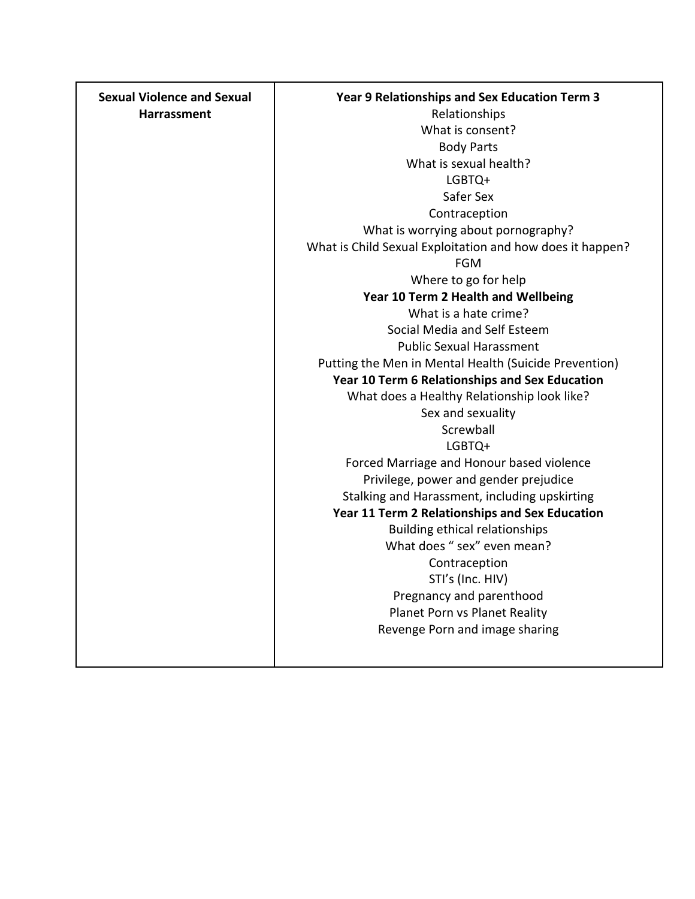| | |
|---|---|
| **Sexual Violence and Sexual Harrassment** | **Year 9 Relationships and Sex Education Term 3**<br>Relationships<br>What is consent?<br>Body Parts<br>What is sexual health?<br>LGBTQ+<br>Safer Sex<br>Contraception<br>What is worrying about pornography?<br>What is Child Sexual Exploitation and how does it happen?<br>FGM<br>Where to go for help<br>**Year 10 Term 2 Health and Wellbeing**<br>What is a hate crime?<br>Social Media and Self Esteem<br>Public Sexual Harassment<br>Putting the Men in Mental Health (Suicide Prevention)<br>**Year 10 Term 6 Relationships and Sex Education**<br>What does a Healthy Relationship look like?<br>Sex and sexuality<br>Screwball<br>LGBTQ+<br>Forced Marriage and Honour based violence<br>Privilege, power and gender prejudice<br>Stalking and Harassment, including upskirting<br>**Year 11 Term 2 Relationships and Sex Education**<br>Building ethical relationships<br>What does " sex" even mean?<br>Contraception<br>STI's (Inc. HIV)<br>Pregnancy and parenthood<br>Planet Porn vs Planet Reality<br>Revenge Porn and image sharing |